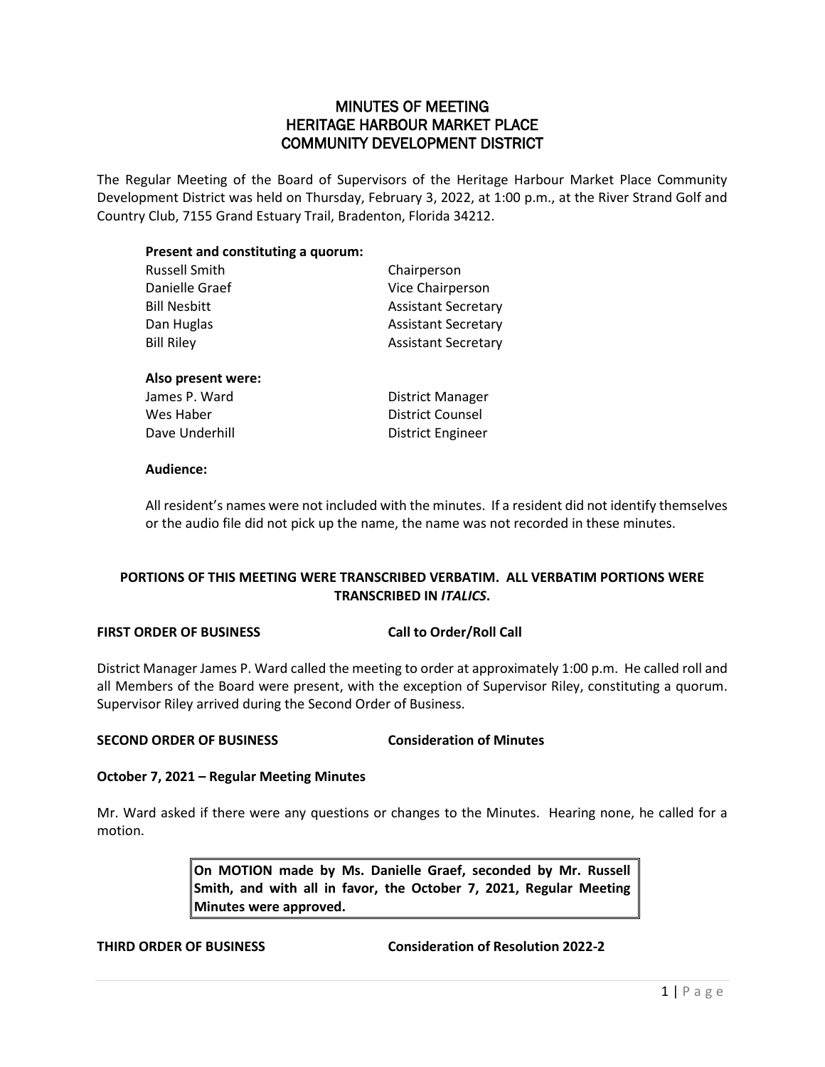# MINUTES OF MEETING
# HERITAGE HARBOUR MARKET PLACE
# COMMUNITY DEVELOPMENT DISTRICT

The Regular Meeting of the Board of Supervisors of the Heritage Harbour Market Place Community Development District was held on Thursday, February 3, 2022, at 1:00 p.m., at the River Strand Golf and Country Club, 7155 Grand Estuary Trail, Bradenton, Florida 34212.

**Present and constituting a quorum:**

| | |
|---|---|
| Russell Smith | Chairperson |
| Danielle Graef | Vice Chairperson |
| Bill Nesbitt | Assistant Secretary |
| Dan Huglas | Assistant Secretary |
| Bill Riley | Assistant Secretary |

**Also present were:**

| | |
|---|---|
| James P. Ward | District Manager |
| Wes Haber | District Counsel |
| Dave Underhill | District Engineer |

**Audience:**

All resident's names were not included with the minutes. If a resident did not identify themselves or the audio file did not pick up the name, the name was not recorded in these minutes.

**PORTIONS OF THIS MEETING WERE TRANSCRIBED VERBATIM. ALL VERBATIM PORTIONS WERE TRANSCRIBED IN *ITALICS*.**

**FIRST ORDER OF BUSINESS** **Call to Order/Roll Call**

District Manager James P. Ward called the meeting to order at approximately 1:00 p.m. He called roll and all Members of the Board were present, with the exception of Supervisor Riley, constituting a quorum. Supervisor Riley arrived during the Second Order of Business.

**SECOND ORDER OF BUSINESS** **Consideration of Minutes**

**October 7, 2021 – Regular Meeting Minutes**

Mr. Ward asked if there were any questions or changes to the Minutes. Hearing none, he called for a motion.

> **On MOTION made by Ms. Danielle Graef, seconded by Mr. Russell Smith, and with all in favor, the October 7, 2021, Regular Meeting Minutes were approved.**

**THIRD ORDER OF BUSINESS** **Consideration of Resolution 2022-2**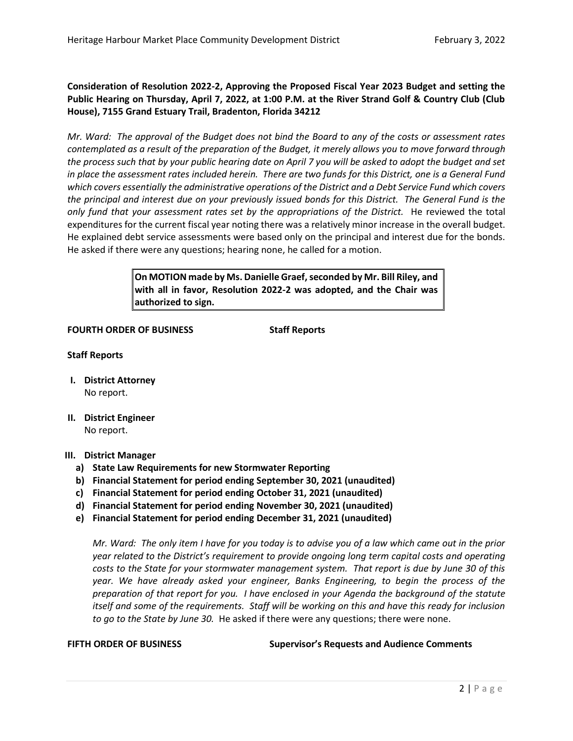**Consideration of Resolution 2022-2, Approving the Proposed Fiscal Year 2023 Budget and setting the Public Hearing on Thursday, April 7, 2022, at 1:00 P.M. at the River Strand Golf & Country Club (Club House), 7155 Grand Estuary Trail, Bradenton, Florida 34212**

*Mr. Ward: The approval of the Budget does not bind the Board to any of the costs or assessment rates contemplated as a result of the preparation of the Budget, it merely allows you to move forward through the process such that by your public hearing date on April 7 you will be asked to adopt the budget and set in place the assessment rates included herein. There are two funds for this District, one is a General Fund which covers essentially the administrative operations of the District and a Debt Service Fund which covers the principal and interest due on your previously issued bonds for this District. The General Fund is the only fund that your assessment rates set by the appropriations of the District.* He reviewed the total expenditures for the current fiscal year noting there was a relatively minor increase in the overall budget. He explained debt service assessments were based only on the principal and interest due for the bonds. He asked if there were any questions; hearing none, he called for a motion.

> **On MOTION made by Ms. Danielle Graef, seconded by Mr. Bill Riley, and with all in favor, Resolution 2022-2 was adopted, and the Chair was authorized to sign.**

**FOURTH ORDER OF BUSINESS** **Staff Reports**

**Staff Reports**

**I. District Attorney**
No report.

**II. District Engineer**
No report.

**III. District Manager**

a) **State Law Requirements for new Stormwater Reporting**
b) **Financial Statement for period ending September 30, 2021 (unaudited)**
c) **Financial Statement for period ending October 31, 2021 (unaudited)**
d) **Financial Statement for period ending November 30, 2021 (unaudited)**
e) **Financial Statement for period ending December 31, 2021 (unaudited)**

*Mr. Ward: The only item I have for you today is to advise you of a law which came out in the prior year related to the District's requirement to provide ongoing long term capital costs and operating costs to the State for your stormwater management system. That report is due by June 30 of this year. We have already asked your engineer, Banks Engineering, to begin the process of the preparation of that report for you. I have enclosed in your Agenda the background of the statute itself and some of the requirements. Staff will be working on this and have this ready for inclusion to go to the State by June 30.* He asked if there were any questions; there were none.

**FIFTH ORDER OF BUSINESS** **Supervisor's Requests and Audience Comments**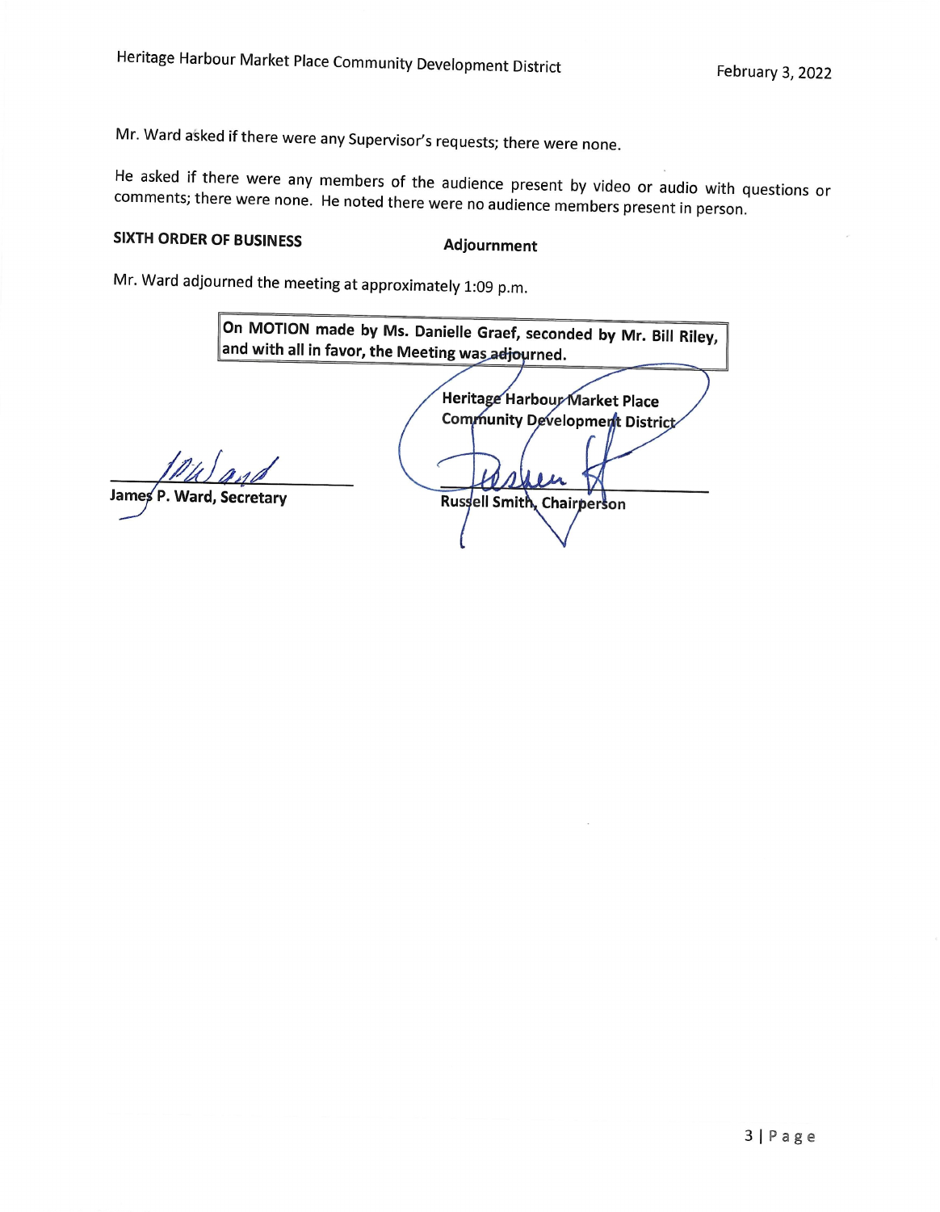Mr. Ward asked if there were any Supervisor's requests; there were none.

He asked if there were any members of the audience present by video or audio with questions or comments; there were none. He noted there were no audience members present in person.

**SIXTH ORDER OF BUSINESS** **Adjournment**

Mr. Ward adjourned the meeting at approximately 1:09 p.m.

| |
|---|
| **On MOTION made by Ms. Danielle Graef, seconded by Mr. Bill Riley, and with all in favor, the Meeting was adjourned.** |

**Heritage Harbour Market Place Community Development District**

**James P. Ward, Secretary**

**Russell Smith, Chairperson**